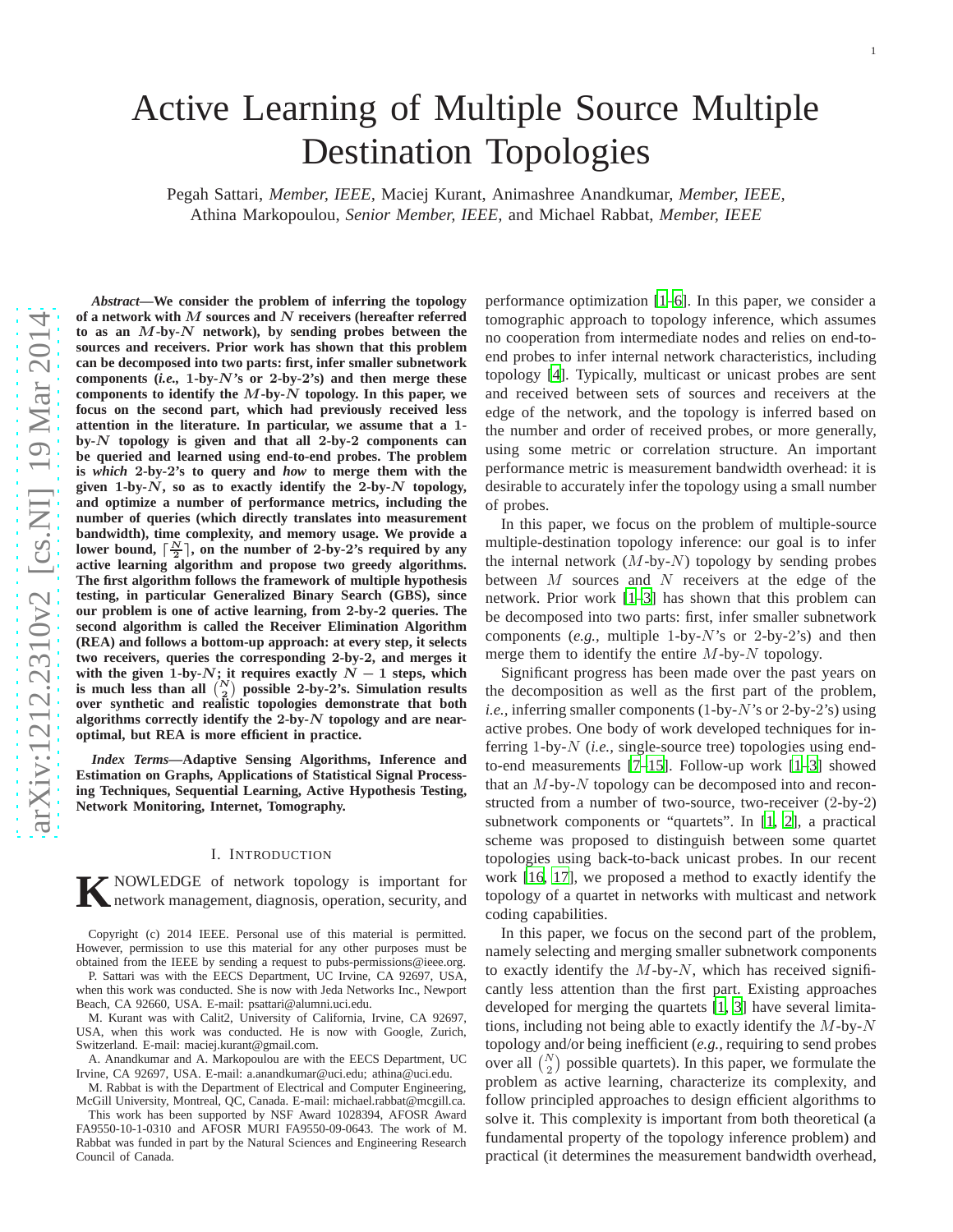# Active Learning of Multiple Source Multiple Destination Topologies

Pegah Sattari, *Member, IEEE,* Maciej Kurant, Animashree Anandkumar, *Member, IEEE,* Athina Markopoulou, *Senior Member, IEEE,* and Michael Rabbat, *Member, IEEE*

***Abstract*—We consider the problem of inferring the topology of a network with $M$ sources and $N$ receivers (hereafter referred to as an $M$-by-$N$ network), by sending probes between the sources and receivers. Prior work has shown that this problem can be decomposed into two parts: first, infer smaller subnetwork components (*i.e.,* 1-by-$N$'s or 2-by-2's) and then merge these components to identify the $M$-by-$N$ topology. In this paper, we focus on the second part, which had previously received less attention in the literature. In particular, we assume that a 1-by-$N$ topology is given and that all 2-by-2 components can be queried and learned using end-to-end probes. The problem is *which* 2-by-2's to query and *how* to merge them with the given 1-by-$N$, so as to exactly identify the 2-by-$N$ topology, and optimize a number of performance metrics, including the number of queries (which directly translates into measurement bandwidth), time complexity, and memory usage. We provide a lower bound, $\lceil \frac{N}{2} \rceil$, on the number of 2-by-2's required by any active learning algorithm and propose two greedy algorithms. The first algorithm follows the framework of multiple hypothesis testing, in particular Generalized Binary Search (GBS), since our problem is one of active learning, from 2-by-2 queries. The second algorithm is called the Receiver Elimination Algorithm (REA) and follows a bottom-up approach: at every step, it selects two receivers, queries the corresponding 2-by-2, and merges it with the given 1-by-$N$; it requires exactly $N-1$ steps, which is much less than all $\binom{N}{2}$ possible 2-by-2's. Simulation results over synthetic and realistic topologies demonstrate that both algorithms correctly identify the 2-by-$N$ topology and are near-optimal, but REA is more efficient in practice.**

***Index Terms*—Adaptive Sensing Algorithms, Inference and Estimation on Graphs, Applications of Statistical Signal Processing Techniques, Sequential Learning, Active Hypothesis Testing, Network Monitoring, Internet, Tomography.**

## I. Introduction

Knowledge of network topology is important for network management, diagnosis, operation, security, and performance optimization [1–6]. In this paper, we consider a tomographic approach to topology inference, which assumes no cooperation from intermediate nodes and relies on end-to-end probes to infer internal network characteristics, including topology [4]. Typically, multicast or unicast probes are sent and received between sets of sources and receivers at the edge of the network, and the topology is inferred based on the number and order of received probes, or more generally, using some metric or correlation structure. An important performance metric is measurement bandwidth overhead: it is desirable to accurately infer the topology using a small number of probes.

In this paper, we focus on the problem of multiple-source multiple-destination topology inference: our goal is to infer the internal network ($M$-by-$N$) topology by sending probes between $M$ sources and $N$ receivers at the edge of the network. Prior work [1–3] has shown that this problem can be decomposed into two parts: first, infer smaller subnetwork components (*e.g.,* multiple 1-by-$N$'s or 2-by-2's) and then merge them to identify the entire $M$-by-$N$ topology.

Significant progress has been made over the past years on the decomposition as well as the first part of the problem, *i.e.,* inferring smaller components (1-by-$N$'s or 2-by-2's) using active probes. One body of work developed techniques for inferring 1-by-$N$ (*i.e.,* single-source tree) topologies using end-to-end measurements [7–15]. Follow-up work [1–3] showed that an $M$-by-$N$ topology can be decomposed into and reconstructed from a number of two-source, two-receiver (2-by-2) subnetwork components or "quartets". In [1, 2], a practical scheme was proposed to distinguish between some quartet topologies using back-to-back unicast probes. In our recent work [16, 17], we proposed a method to exactly identify the topology of a quartet in networks with multicast and network coding capabilities.

In this paper, we focus on the second part of the problem, namely selecting and merging smaller subnetwork components to exactly identify the $M$-by-$N$, which has received significantly less attention than the first part. Existing approaches developed for merging the quartets [1, 3] have several limitations, including not being able to exactly identify the $M$-by-$N$ topology and/or being inefficient (*e.g.,* requiring to send probes over all $\binom{N}{2}$ possible quartets). In this paper, we formulate the problem as active learning, characterize its complexity, and follow principled approaches to design efficient algorithms to solve it. This complexity is important from both theoretical (a fundamental property of the topology inference problem) and practical (it determines the measurement bandwidth overhead,

---

Copyright (c) 2014 IEEE. Personal use of this material is permitted. However, permission to use this material for any other purposes must be obtained from the IEEE by sending a request to pubs-permissions@ieee.org.

P. Sattari was with the EECS Department, UC Irvine, CA 92697, USA, when this work was conducted. She is now with Jeda Networks Inc., Newport Beach, CA 92660, USA. E-mail: psattari@alumni.uci.edu.

M. Kurant was with Calit2, University of California, Irvine, CA 92697, USA, when this work was conducted. He is now with Google, Zurich, Switzerland. E-mail: maciej.kurant@gmail.com.

A. Anandkumar and A. Markopoulou are with the EECS Department, UC Irvine, CA 92697, USA. E-mail: a.anandkumar@uci.edu; athina@uci.edu.

M. Rabbat is with the Department of Electrical and Computer Engineering, McGill University, Montreal, QC, Canada. E-mail: michael.rabbat@mcgill.ca.

This work has been supported by NSF Award 1028394, AFOSR Award FA9550-10-1-0310 and AFOSR MURI FA9550-09-0643. The work of M. Rabbat was funded in part by the Natural Sciences and Engineering Research Council of Canada.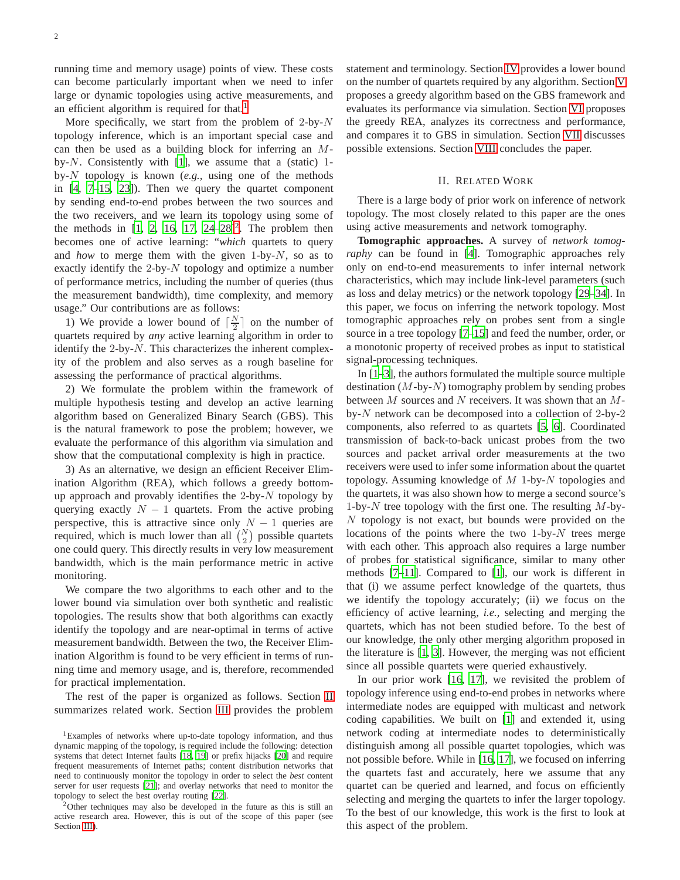running time and memory usage) points of view. These costs can become particularly important when we need to infer large or dynamic topologies using active measurements, and an efficient algorithm is required for that.[1]

More specifically, we start from the problem of 2-by-$N$ topology inference, which is an important special case and can then be used as a building block for inferring an $M$-by-$N$. Consistently with [1], we assume that a (static) 1-by-$N$ topology is known (*e.g.,* using one of the methods in [4, 7–15, 23]). Then we query the quartet component by sending end-to-end probes between the two sources and the two receivers, and we learn its topology using some of the methods in [1, 2, 16, 17, 24–28].[2] The problem then becomes one of active learning: "*which* quartets to query and *how* to merge them with the given 1-by-$N$, so as to exactly identify the 2-by-$N$ topology and optimize a number of performance metrics, including the number of queries (thus the measurement bandwidth), time complexity, and memory usage." Our contributions are as follows:

1) We provide a lower bound of $\lceil \frac{N}{2} \rceil$ on the number of quartets required by *any* active learning algorithm in order to identify the 2-by-$N$. This characterizes the inherent complexity of the problem and also serves as a rough baseline for assessing the performance of practical algorithms.

2) We formulate the problem within the framework of multiple hypothesis testing and develop an active learning algorithm based on Generalized Binary Search (GBS). This is the natural framework to pose the problem; however, we evaluate the performance of this algorithm via simulation and show that the computational complexity is high in practice.

3) As an alternative, we design an efficient Receiver Elimination Algorithm (REA), which follows a greedy bottom-up approach and provably identifies the 2-by-$N$ topology by querying exactly $N-1$ quartets. From the active probing perspective, this is attractive since only $N-1$ queries are required, which is much lower than all $\binom{N}{2}$ possible quartets one could query. This directly results in very low measurement bandwidth, which is the main performance metric in active monitoring.

We compare the two algorithms to each other and to the lower bound via simulation over both synthetic and realistic topologies. The results show that both algorithms can exactly identify the topology and are near-optimal in terms of active measurement bandwidth. Between the two, the Receiver Elimination Algorithm is found to be very efficient in terms of running time and memory usage, and is, therefore, recommended for practical implementation.

The rest of the paper is organized as follows. Section II summarizes related work. Section III provides the problem statement and terminology. Section IV provides a lower bound on the number of quartets required by any algorithm. Section V proposes a greedy algorithm based on the GBS framework and evaluates its performance via simulation. Section VI proposes the greedy REA, analyzes its correctness and performance, and compares it to GBS in simulation. Section VII discusses possible extensions. Section VIII concludes the paper.

## II. Related Work

There is a large body of prior work on inference of network topology. The most closely related to this paper are the ones using active measurements and network tomography.

**Tomographic approaches.** A survey of *network tomography* can be found in [4]. Tomographic approaches rely only on end-to-end measurements to infer internal network characteristics, which may include link-level parameters (such as loss and delay metrics) or the network topology [29–34]. In this paper, we focus on inferring the network topology. Most tomographic approaches rely on probes sent from a single source in a tree topology [7–15] and feed the number, order, or a monotonic property of received probes as input to statistical signal-processing techniques.

In [1–3], the authors formulated the multiple source multiple destination ($M$-by-$N$) tomography problem by sending probes between $M$ sources and $N$ receivers. It was shown that an $M$-by-$N$ network can be decomposed into a collection of 2-by-2 components, also referred to as quartets [5, 6]. Coordinated transmission of back-to-back unicast probes from the two sources and packet arrival order measurements at the two receivers were used to infer some information about the quartet topology. Assuming knowledge of $M$ 1-by-$N$ topologies and the quartets, it was also shown how to merge a second source's 1-by-$N$ tree topology with the first one. The resulting $M$-by-$N$ topology is not exact, but bounds were provided on the locations of the points where the two 1-by-$N$ trees merge with each other. This approach also requires a large number of probes for statistical significance, similar to many other methods [7–11]. Compared to [1], our work is different in that (i) we assume perfect knowledge of the quartets, thus we identify the topology accurately; (ii) we focus on the efficiency of active learning, *i.e.,* selecting and merging the quartets, which has not been studied before. To the best of our knowledge, the only other merging algorithm proposed in the literature is [1, 3]. However, the merging was not efficient since all possible quartets were queried exhaustively.

In our prior work [16, 17], we revisited the problem of topology inference using end-to-end probes in networks where intermediate nodes are equipped with multicast and network coding capabilities. We built on [1] and extended it, using network coding at intermediate nodes to deterministically distinguish among all possible quartet topologies, which was not possible before. While in [16, 17], we focused on inferring the quartets fast and accurately, here we assume that any quartet can be queried and learned, and focus on efficiently selecting and merging the quartets to infer the larger topology. To the best of our knowledge, this work is the first to look at this aspect of the problem.

[1] Examples of networks where up-to-date topology information, and thus dynamic mapping of the topology, is required include the following: detection systems that detect Internet faults [18, 19] or prefix hijacks [20] and require frequent measurements of Internet paths; content distribution networks that need to continuously monitor the topology in order to select the *best* content server for user requests [21]; and overlay networks that need to monitor the topology to select the best overlay routing [22].

[2] Other techniques may also be developed in the future as this is still an active research area. However, this is out of the scope of this paper (see Section III).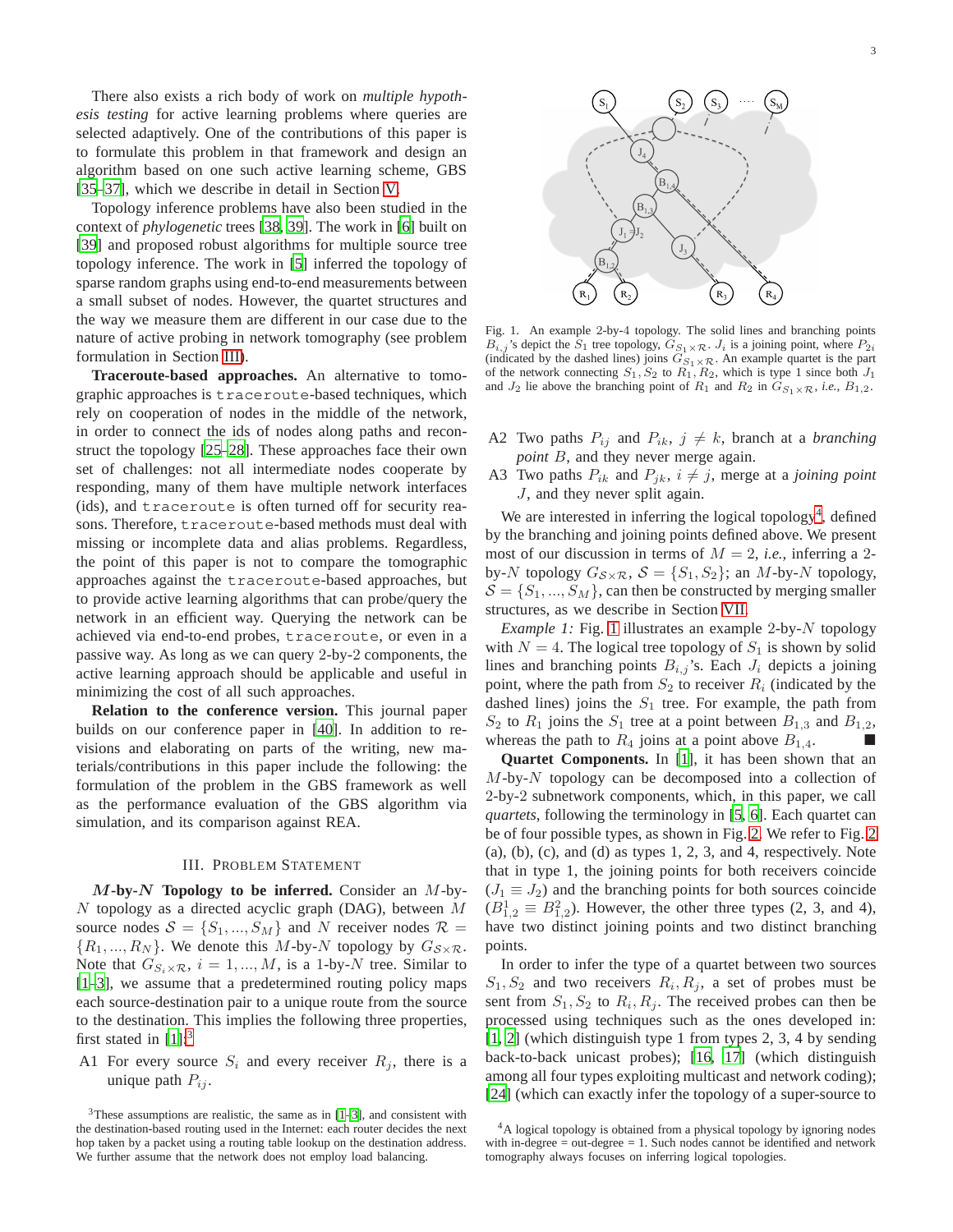There also exists a rich body of work on *multiple hypothesis testing* for active learning problems where queries are selected adaptively. One of the contributions of this paper is to formulate this problem in that framework and design an algorithm based on one such active learning scheme, GBS [35–37], which we describe in detail in Section V.

Topology inference problems have also been studied in the context of *phylogenetic* trees [38, 39]. The work in [6] built on [39] and proposed robust algorithms for multiple source tree topology inference. The work in [5] inferred the topology of sparse random graphs using end-to-end measurements between a small subset of nodes. However, the quartet structures and the way we measure them are different in our case due to the nature of active probing in network tomography (see problem formulation in Section III).

**Traceroute-based approaches.** An alternative to tomographic approaches is `traceroute`-based techniques, which rely on cooperation of nodes in the middle of the network, in order to connect the ids of nodes along paths and reconstruct the topology [25–28]. These approaches face their own set of challenges: not all intermediate nodes cooperate by responding, many of them have multiple network interfaces (ids), and `traceroute` is often turned off for security reasons. Therefore, `traceroute`-based methods must deal with missing or incomplete data and alias problems. Regardless, the point of this paper is not to compare the tomographic approaches against the `traceroute`-based approaches, but to provide active learning algorithms that can probe/query the network in an efficient way. Querying the network can be achieved via end-to-end probes, `traceroute`, or even in a passive way. As long as we can query 2-by-2 components, the active learning approach should be applicable and useful in minimizing the cost of all such approaches.

**Relation to the conference version.** This journal paper builds on our conference paper in [40]. In addition to revisions and elaborating on parts of the writing, new materials/contributions in this paper include the following: the formulation of the problem in the GBS framework as well as the performance evaluation of the GBS algorithm via simulation, and its comparison against REA.

## III. Problem Statement

***M*-by-*N* Topology to be inferred.** Consider an $M$-by-$N$ topology as a directed acyclic graph (DAG), between $M$ source nodes $\mathcal{S} = \{S_1, ..., S_M\}$ and $N$ receiver nodes $\mathcal{R} = \{R_1, ..., R_N\}$. We denote this $M$-by-$N$ topology by $G_{\mathcal{S}\times\mathcal{R}}$. Note that $G_{S_i\times\mathcal{R}}$, $i = 1, ..., M$, is a 1-by-$N$ tree. Similar to [1–3], we assume that a predetermined routing policy maps each source-destination pair to a unique route from the source to the destination. This implies the following three properties, first stated in [1]:[3]

- A1 For every source $S_i$ and every receiver $R_j$, there is a unique path $P_{ij}$.
- A2 Two paths $P_{ij}$ and $P_{ik}$, $j \neq k$, branch at a *branching point* $B$, and they never merge again.
- A3 Two paths $P_{ik}$ and $P_{jk}$, $i \neq j$, merge at a *joining point* $J$, and they never split again.

[3]These assumptions are realistic, the same as in [1–3], and consistent with the destination-based routing used in the Internet: each router decides the next hop taken by a packet using a routing table lookup on the destination address. We further assume that the network does not employ load balancing.

Fig. 1. An example 2-by-4 topology. The solid lines and branching points $B_{i,j}$'s depict the $S_1$ tree topology, $G_{S_1\times\mathcal{R}}$. $J_i$ is a joining point, where $P_{2i}$ (indicated by the dashed lines) joins $G_{S_1\times\mathcal{R}}$. An example quartet is the part of the network connecting $S_1, S_2$ to $R_1, R_2$, which is type 1 since both $J_1$ and $J_2$ lie above the branching point of $R_1$ and $R_2$ in $G_{S_1\times\mathcal{R}}$, *i.e.,* $B_{1,2}$.

We are interested in inferring the logical topology[4], defined by the branching and joining points defined above. We present most of our discussion in terms of $M = 2$, *i.e.,* inferring a 2-by-$N$ topology $G_{\mathcal{S}\times\mathcal{R}}$, $\mathcal{S} = \{S_1, S_2\}$; an $M$-by-$N$ topology, $\mathcal{S} = \{S_1, ..., S_M\}$, can then be constructed by merging smaller structures, as we describe in Section VII.

*Example 1:* Fig. 1 illustrates an example 2-by-$N$ topology with $N = 4$. The logical tree topology of $S_1$ is shown by solid lines and branching points $B_{i,j}$'s. Each $J_i$ depicts a joining point, where the path from $S_2$ to receiver $R_i$ (indicated by the dashed lines) joins the $S_1$ tree. For example, the path from $S_2$ to $R_1$ joins the $S_1$ tree at a point between $B_{1,3}$ and $B_{1,2}$, whereas the path to $R_4$ joins at a point above $B_{1,4}$. ■

**Quartet Components.** In [1], it has been shown that an $M$-by-$N$ topology can be decomposed into a collection of 2-by-2 subnetwork components, which, in this paper, we call *quartets*, following the terminology in [5, 6]. Each quartet can be of four possible types, as shown in Fig. 2. We refer to Fig. 2 (a), (b), (c), and (d) as types 1, 2, 3, and 4, respectively. Note that in type 1, the joining points for both receivers coincide ($J_1 \equiv J_2$) and the branching points for both sources coincide ($B^1_{1,2} \equiv B^2_{1,2}$). However, the other three types (2, 3, and 4), have two distinct joining points and two distinct branching points.

In order to infer the type of a quartet between two sources $S_1, S_2$ and two receivers $R_i, R_j$, a set of probes must be sent from $S_1, S_2$ to $R_i, R_j$. The received probes can then be processed using techniques such as the ones developed in: [1, 2] (which distinguish type 1 from types 2, 3, 4 by sending back-to-back unicast probes); [16, 17] (which distinguish among all four types exploiting multicast and network coding); [24] (which can exactly infer the topology of a super-source to

[4]A logical topology is obtained from a physical topology by ignoring nodes with in-degree = out-degree = 1. Such nodes cannot be identified and network tomography always focuses on inferring logical topologies.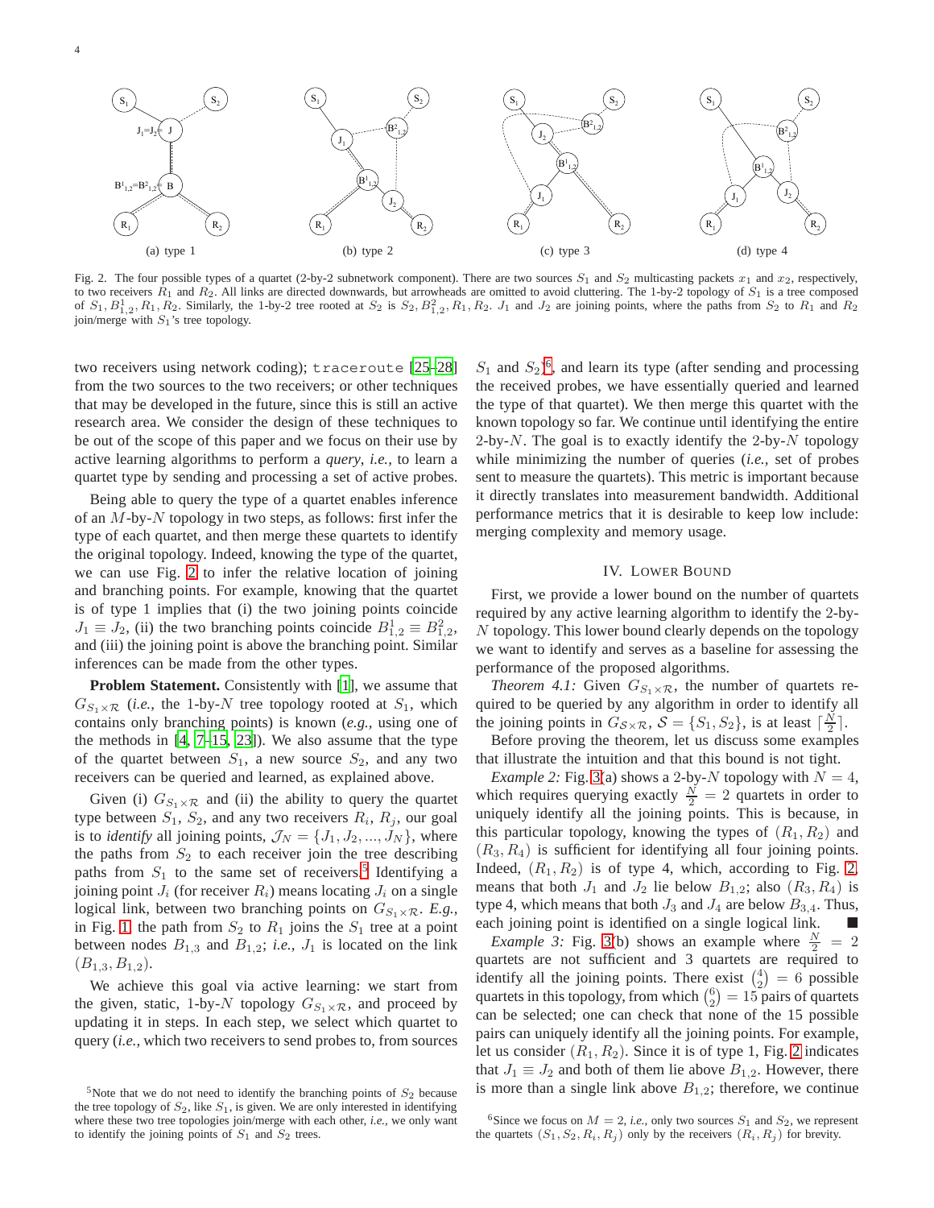(a) type 1 (b) type 2 (c) type 3 (d) type 4

Fig. 2. The four possible types of a quartet (2-by-2 subnetwork component). There are two sources $S_1$ and $S_2$ multicasting packets $x_1$ and $x_2$, respectively, to two receivers $R_1$ and $R_2$. All links are directed downwards, but arrowheads are omitted to avoid cluttering. The 1-by-2 topology of $S_1$ is a tree composed of $S_1, B^1_{1,2}, R_1, R_2$. Similarly, the 1-by-2 tree rooted at $S_2$ is $S_2, B^2_{1,2}, R_1, R_2$. $J_1$ and $J_2$ are joining points, where the paths from $S_2$ to $R_1$ and $R_2$ join/merge with $S_1$'s tree topology.

two receivers using network coding); `traceroute` [25–28] from the two sources to the two receivers; or other techniques that may be developed in the future, since this is still an active research area. We consider the design of these techniques to be out of the scope of this paper and we focus on their use by active learning algorithms to perform a *query*, *i.e.*, to learn a quartet type by sending and processing a set of active probes.

Being able to query the type of a quartet enables inference of an $M$-by-$N$ topology in two steps, as follows: first infer the type of each quartet, and then merge these quartets to identify the original topology. Indeed, knowing the type of the quartet, we can use Fig. 2 to infer the relative location of joining and branching points. For example, knowing that the quartet is of type 1 implies that (i) the two joining points coincide $J_1 \equiv J_2$, (ii) the two branching points coincide $B^1_{1,2} \equiv B^2_{1,2}$, and (iii) the joining point is above the branching point. Similar inferences can be made from the other types.

**Problem Statement.** Consistently with [1], we assume that $G_{S_1 \times \mathcal{R}}$ (*i.e.*, the 1-by-$N$ tree topology rooted at $S_1$, which contains only branching points) is known (*e.g.*, using one of the methods in [4, 7–15, 23]). We also assume that the type of the quartet between $S_1$, a new source $S_2$, and any two receivers can be queried and learned, as explained above.

Given (i) $G_{S_1 \times \mathcal{R}}$ and (ii) the ability to query the quartet type between $S_1$, $S_2$, and any two receivers $R_i$, $R_j$, our goal is to *identify* all joining points, $\mathcal{J}_N = \{J_1, J_2, ..., J_N\}$, where the paths from $S_2$ to each receiver join the tree describing paths from $S_1$ to the same set of receivers.[5] Identifying a joining point $J_i$ (for receiver $R_i$) means locating $J_i$ on a single logical link, between two branching nodes on $G_{S_1 \times \mathcal{R}}$. *E.g.*, in Fig. 1 the path from $S_2$ to $R_1$ joins the $S_1$ tree at a point between nodes $B_{1,3}$ and $B_{1,2}$; *i.e.*, $J_1$ is located on the link $(B_{1,3}, B_{1,2})$.

We achieve this goal via active learning: we start from the given, static, 1-by-$N$ topology $G_{S_1 \times \mathcal{R}}$, and proceed by updating it in steps. In each step, we select which quartet to query (*i.e.*, which two receivers to send probes to, from sources $S_1$ and $S_2$)[6], and learn its type (after sending and processing the received probes, we have essentially queried and learned the type of that quartet). We then merge this quartet with the known topology so far. We continue until identifying the entire 2-by-$N$. The goal is to exactly identify the 2-by-$N$ topology while minimizing the number of queries (*i.e.*, set of probes sent to measure the quartets). This metric is important because it directly translates into measurement bandwidth. Additional performance metrics that it is desirable to keep low include: merging complexity and memory usage.

## IV. Lower Bound

First, we provide a lower bound on the number of quartets required by any active learning algorithm to identify the 2-by-$N$ topology. This lower bound clearly depends on the topology we want to identify and serves as a baseline for assessing the performance of the proposed algorithms.

*Theorem 4.1:* Given $G_{S_1 \times \mathcal{R}}$, the number of quartets required to be queried by any algorithm in order to identify all the joining points in $G_{\mathcal{S} \times \mathcal{R}}$, $\mathcal{S} = \{S_1, S_2\}$, is at least $\lceil \frac{N}{2} \rceil$.

Before proving the theorem, let us discuss some examples that illustrate the intuition and that this bound is not tight.

*Example 2:* Fig. 3(a) shows a 2-by-$N$ topology with $N = 4$, which requires querying exactly $\frac{N}{2} = 2$ quartets in order to uniquely identify all the joining points. This is because, in this particular topology, knowing the types of $(R_1, R_2)$ and $(R_3, R_4)$ is sufficient for identifying all four joining points. Indeed, $(R_1, R_2)$ is of type 4, which, according to Fig. 2, means that both $J_1$ and $J_2$ lie below $B_{1,2}$; also $(R_3, R_4)$ is type 4, which means that both $J_3$ and $J_4$ are below $B_{3,4}$. Thus, each joining point is identified on a single logical link. ■

*Example 3:* Fig. 3(b) shows an example where $\frac{N}{2} = 2$ quartets are not sufficient and 3 quartets are required to identify all the joining points. There exist $\binom{4}{2} = 6$ possible quartets in this topology, from which $\binom{6}{2} = 15$ pairs of quartets can be selected; one can check that none of the 15 possible pairs can uniquely identify all the joining points. For example, let us consider $(R_1, R_2)$. Since it is of type 1, Fig. 2 indicates that $J_1 \equiv J_2$ and both of them lie above $B_{1,2}$. However, there is more than a single link above $B_{1,2}$; therefore, we continue

[5] Note that we do not need to identify the branching points of $S_2$ because the tree topology of $S_2$, like $S_1$, is given. We are only interested in identifying where these two tree topologies join/merge with each other, *i.e.*, we only want to identify the joining points of $S_1$ and $S_2$ trees.

[6] Since we focus on $M = 2$, *i.e.*, only two sources $S_1$ and $S_2$, we represent the quartets $(S_1, S_2, R_i, R_j)$ only by the receivers $(R_i, R_j)$ for brevity.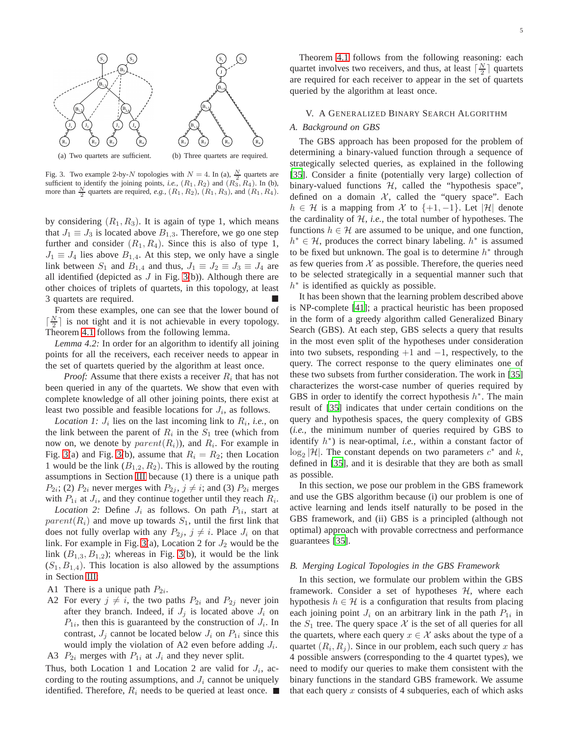(a) Two quartets are sufficient.

(b) Three quartets are required.

Fig. 3. Two example 2-by-$N$ topologies with $N = 4$. In (a), $\frac{N}{2}$ quartets are sufficient to identify the joining points, *i.e.,* $(R_1, R_2)$ and $(R_3, R_4)$. In (b), more than $\frac{N}{2}$ quartets are required, *e.g.,* $(R_1, R_2)$, $(R_1, R_3)$, and $(R_1, R_4)$.

by considering $(R_1, R_3)$. It is again of type 1, which means that $J_1 \equiv J_3$ is located above $B_{1,3}$. Therefore, we go one step further and consider $(R_1, R_4)$. Since this is also of type 1, $J_1 \equiv J_4$ lies above $B_{1,4}$. At this step, we only have a single link between $S_1$ and $B_{1,4}$ and thus, $J_1 \equiv J_2 \equiv J_3 \equiv J_4$ are all identified (depicted as $J$ in Fig. 3(b)). Although there are other choices of triplets of quartets, in this topology, at least 3 quartets are required. ■

From these examples, one can see that the lower bound of $\lceil \frac{N}{2} \rceil$ is not tight and it is not achievable in every topology. Theorem 4.1 follows from the following lemma.

*Lemma 4.2:* In order for an algorithm to identify all joining points for all the receivers, each receiver needs to appear in the set of quartets queried by the algorithm at least once.

*Proof:* Assume that there exists a receiver $R_i$ that has not been queried in any of the quartets. We show that even with complete knowledge of all other joining points, there exist at least two possible and feasible locations for $J_i$, as follows.

*Location 1:* $J_i$ lies on the last incoming link to $R_i$, *i.e.,* on the link between the parent of $R_i$ in the $S_1$ tree (which from now on, we denote by $parent(R_i)$), and $R_i$. For example in Fig. 3(a) and Fig. 3(b), assume that $R_i = R_2$; then Location 1 would be the link $(B_{1,2}, R_2)$. This is allowed by the routing assumptions in Section III because (1) there is a unique path $P_{2i}$; (2) $P_{2i}$ never merges with $P_{2j}$, $j \neq i$; and (3) $P_{2i}$ merges with $P_{1i}$ at $J_i$, and they continue together until they reach $R_i$.

*Location 2:* Define $J_i$ as follows. On path $P_{1i}$, start at $parent(R_i)$ and move up towards $S_1$, until the first link that does not fully overlap with any $P_{2j}$, $j \neq i$. Place $J_i$ on that link. For example in Fig. 3(a), Location 2 for $J_2$ would be the link $(B_{1,3}, B_{1,2})$; whereas in Fig. 3(b), it would be the link $(S_1, B_{1,4})$. This location is also allowed by the assumptions in Section III:

- A1 There is a unique path $P_{2i}$.
- A2 For every $j \neq i$, the two paths $P_{2i}$ and $P_{2j}$ never join after they branch. Indeed, if $J_j$ is located above $J_i$ on $P_{1i}$, then this is guaranteed by the construction of $J_i$. In contrast, $J_j$ cannot be located below $J_i$ on $P_{1i}$ since this would imply the violation of A2 even before adding $J_i$.
- A3 $P_{2i}$ merges with $P_{1i}$ at $J_i$ and they never split.

Thus, both Location 1 and Location 2 are valid for $J_i$, according to the routing assumptions, and $J_i$ cannot be uniquely identified. Therefore, $R_i$ needs to be queried at least once. ■

Theorem 4.1 follows from the following reasoning: each quartet involves two receivers, and thus, at least $\lceil \frac{N}{2} \rceil$ quartets are required for each receiver to appear in the set of quartets queried by the algorithm at least once.

## V. A Generalized Binary Search Algorithm

### A. Background on GBS

The GBS approach has been proposed for the problem of determining a binary-valued function through a sequence of strategically selected queries, as explained in the following [35]. Consider a finite (potentially very large) collection of binary-valued functions $\mathcal{H}$, called the "hypothesis space", defined on a domain $\mathcal{X}$, called the "query space". Each $h \in \mathcal{H}$ is a mapping from $\mathcal{X}$ to $\{+1, -1\}$. Let $|\mathcal{H}|$ denote the cardinality of $\mathcal{H}$, *i.e.,* the total number of hypotheses. The functions $h \in \mathcal{H}$ are assumed to be unique, and one function, $h^* \in \mathcal{H}$, produces the correct binary labeling. $h^*$ is assumed to be fixed but unknown. The goal is to determine $h^*$ through as few queries from $\mathcal{X}$ as possible. Therefore, the queries need to be selected strategically in a sequential manner such that $h^*$ is identified as quickly as possible.

It has been shown that the learning problem described above is NP-complete [41]; a practical heuristic has been proposed in the form of a greedy algorithm called Generalized Binary Search (GBS). At each step, GBS selects a query that results in the most even split of the hypotheses under consideration into two subsets, responding $+1$ and $-1$, respectively, to the query. The correct response to the query eliminates one of these two subsets from further consideration. The work in [35] characterizes the worst-case number of queries required by GBS in order to identify the correct hypothesis $h^*$. The main result of [35] indicates that under certain conditions on the query and hypothesis spaces, the query complexity of GBS (*i.e.,* the minimum number of queries required by GBS to identify $h^*$) is near-optimal, *i.e.,* within a constant factor of $\log_2 |\mathcal{H}|$. The constant depends on two parameters $c^*$ and $k$, defined in [35], and it is desirable that they are both as small as possible.

In this section, we pose our problem in the GBS framework and use the GBS algorithm because (i) our problem is one of active learning and lends itself naturally to be posed in the GBS framework, and (ii) GBS is a principled (although not optimal) approach with provable correctness and performance guarantees [35].

### B. Merging Logical Topologies in the GBS Framework

In this section, we formulate our problem within the GBS framework. Consider a set of hypotheses $\mathcal{H}$, where each hypothesis $h \in \mathcal{H}$ is a configuration that results from placing each joining point $J_i$ on an arbitrary link in the path $P_{1i}$ in the $S_1$ tree. The query space $\mathcal{X}$ is the set of all queries for all the quartets, where each query $x \in \mathcal{X}$ asks about the type of a quartet $(R_i, R_j)$. Since in our problem, each such query $x$ has 4 possible answers (corresponding to the 4 quartet types), we need to modify our queries to make them consistent with the binary functions in the standard GBS framework. We assume that each query $x$ consists of 4 subqueries, each of which asks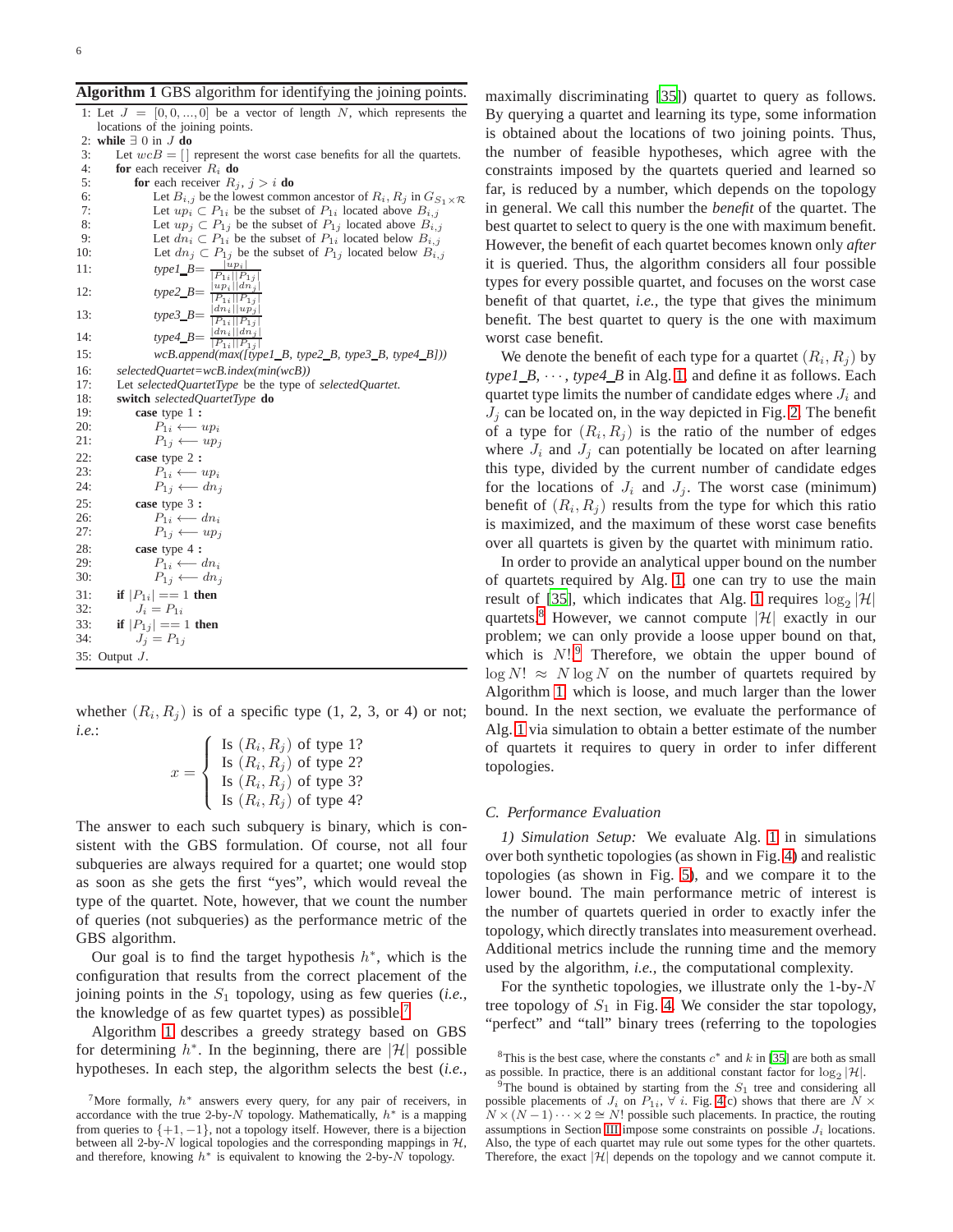**Algorithm 1** GBS algorithm for identifying the joining points.

```
1: Let J = [0, 0, ..., 0] be a vector of length N, which represents the
   locations of the joining points.
2: while ∃ 0 in J do
3:    Let wcB = [] represent the worst case benefits for all the quartets.
4:    for each receiver R_i do
5:       for each receiver R_j, j > i do
6:          Let B_{i,j} be the lowest common ancestor of R_i, R_j in G_{S1×R}
7:          Let up_i ⊂ P_{1i} be the subset of P_{1i} located above B_{i,j}
8:          Let up_j ⊂ P_{1j} be the subset of P_{1j} located above B_{i,j}
9:          Let dn_i ⊂ P_{1i} be the subset of P_{1i} located below B_{i,j}
10:         Let dn_j ⊂ P_{1j} be the subset of P_{1j} located below B_{i,j}
11:         type1_B = |up_i||up_j| / (|P_{1i}||P_{1j}|)
12:         type2_B = |up_i||dn_j| / (|P_{1i}||P_{1j}|)
13:         type3_B = |dn_i||up_j| / (|P_{1i}||P_{1j}|)
14:         type4_B = |dn_i||dn_j| / (|P_{1i}||P_{1j}|)
15:         wcB.append(max([type1_B, type2_B, type3_B, type4_B]))
16:   selectedQuartet=wcB.index(min(wcB))
17:   Let selectedQuartetType be the type of selectedQuartet.
18:   switch selectedQuartetType do
19:      case type 1 :
20:         P_{1i} ⟵ up_i
21:         P_{1j} ⟵ up_j
22:      case type 2 :
23:         P_{1i} ⟵ up_i
24:         P_{1j} ⟵ dn_j
25:      case type 3 :
26:         P_{1i} ⟵ dn_i
27:         P_{1j} ⟵ up_j
28:      case type 4 :
29:         P_{1i} ⟵ dn_i
30:         P_{1j} ⟵ dn_j
31:   if |P_{1i}| == 1 then
32:      J_i = P_{1i}
33:   if |P_{1j}| == 1 then
34:      J_j = P_{1j}
35: Output J.
```

whether $(R_i, R_j)$ is of a specific type (1, 2, 3, or 4) or not; *i.e.*:

$$x = \begin{cases} \text{Is } (R_i, R_j) \text{ of type 1?} \\ \text{Is } (R_i, R_j) \text{ of type 2?} \\ \text{Is } (R_i, R_j) \text{ of type 3?} \\ \text{Is } (R_i, R_j) \text{ of type 4?} \end{cases}$$

The answer to each such subquery is binary, which is consistent with the GBS formulation. Of course, not all four subqueries are always required for a quartet; one would stop as soon as she gets the first "yes", which would reveal the type of the quartet. Note, however, that we count the number of queries (not subqueries) as the performance metric of the GBS algorithm.

Our goal is to find the target hypothesis $h^*$, which is the configuration that results from the correct placement of the joining points in the $S_1$ topology, using as few queries (*i.e.*, the knowledge of as few quartet types) as possible.[7]

Algorithm 1 describes a greedy strategy based on GBS for determining $h^*$. In the beginning, there are $|\mathcal{H}|$ possible hypotheses. In each step, the algorithm selects the best (*i.e.*, maximally discriminating [35]) quartet to query as follows. By querying a quartet and learning its type, some information is obtained about the locations of two joining points. Thus, the number of feasible hypotheses, which agree with the constraints imposed by the quartets queried and learned so far, is reduced by a number, which depends on the topology in general. We call this number the *benefit* of the quartet. The best quartet to select to query is the one with maximum benefit. However, the benefit of each quartet becomes known only *after* it is queried. Thus, the algorithm considers all four possible types for every possible quartet, and focuses on the worst case benefit of that quartet, *i.e.*, the type that gives the minimum benefit. The best quartet to query is the one with maximum worst case benefit.

We denote the benefit of each type for a quartet $(R_i, R_j)$ by *type1_B*, $\cdots$, *type4_B* in Alg. 1, and define it as follows. Each quartet type limits the number of candidate edges where $J_i$ and $J_j$ can be located on, in the way depicted in Fig. 2. The benefit of a type for $(R_i, R_j)$ is the ratio of the number of edges where $J_i$ and $J_j$ can potentially be located on after learning this type, divided by the current number of candidate edges for the locations of $J_i$ and $J_j$. The worst case (minimum) benefit of $(R_i, R_j)$ results from the type for which this ratio is maximized, and the maximum of these worst case benefits over all quartets is given by the quartet with minimum ratio.

In order to provide an analytical upper bound on the number of quartets required by Alg. 1, one can try to use the main result of [35], which indicates that Alg. 1 requires $\log_2 |\mathcal{H}|$ quartets.[8] However, we cannot compute $|\mathcal{H}|$ exactly in our problem; we can only provide a loose upper bound on that, which is $N!$.[9] Therefore, we obtain the upper bound of $\log N! \approx N \log N$ on the number of quartets required by Algorithm 1, which is loose, and much larger than the lower bound. In the next section, we evaluate the performance of Alg. 1 via simulation to obtain a better estimate of the number of quartets it requires to query in order to infer different topologies.

### C. Performance Evaluation

*1) Simulation Setup:* We evaluate Alg. 1 in simulations over both synthetic topologies (as shown in Fig. 4) and realistic topologies (as shown in Fig. 5), and we compare it to the lower bound. The main performance metric of interest is the number of quartets queried in order to exactly infer the topology, which directly translates into measurement overhead. Additional metrics include the running time and the memory used by the algorithm, *i.e.*, the computational complexity.

For the synthetic topologies, we illustrate only the 1-by-$N$ tree topology of $S_1$ in Fig. 4. We consider the star topology, "perfect" and "tall" binary trees (referring to the topologies

---

[7] More formally, $h^*$ answers every query, for any pair of receivers, in accordance with the true 2-by-$N$ topology. Mathematically, $h^*$ is a mapping from queries to $\{+1, -1\}$, not a topology itself. However, there is a bijection between all 2-by-$N$ logical topologies and the corresponding mappings in $\mathcal{H}$, and therefore, knowing $h^*$ is equivalent to knowing the 2-by-$N$ topology.

[8] This is the best case, where the constants $c^*$ and $k$ in [35] are both as small as possible. In practice, there is an additional constant factor for $\log_2 |\mathcal{H}|$.

[9] The bound is obtained by starting from the $S_1$ tree and considering all possible placements of $J_i$ on $P_{1i}$, $\forall$ $i$. Fig. 4(c) shows that there are $N \times N \times (N-1) \cdots \times 2 \cong N!$ possible such placements. In practice, the routing assumptions in Section III impose some constraints on possible $J_i$ locations. Also, the type of each quartet may rule out some types for the other quartets. Therefore, the exact $|\mathcal{H}|$ depends on the topology and we cannot compute it.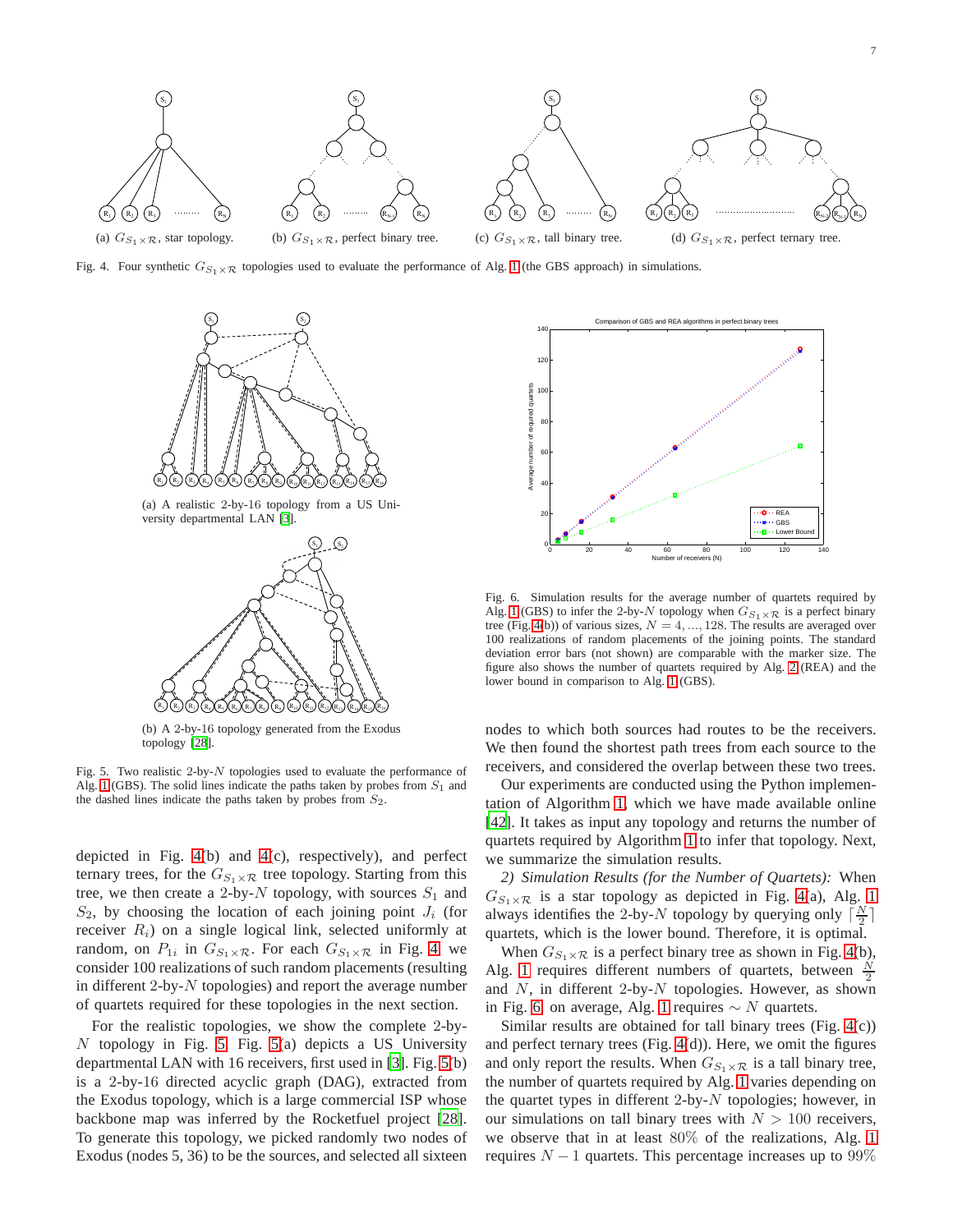(a) $G_{S_1 \times \mathcal{R}}$, star topology.

(b) $G_{S_1 \times \mathcal{R}}$, perfect binary tree.

(c) $G_{S_1 \times \mathcal{R}}$, tall binary tree.

(d) $G_{S_1 \times \mathcal{R}}$, perfect ternary tree.

Fig. 4. Four synthetic $G_{S_1 \times \mathcal{R}}$ topologies used to evaluate the performance of Alg. 1 (the GBS approach) in simulations.

(a) A realistic 2-by-16 topology from a US University departmental LAN [3].

(b) A 2-by-16 topology generated from the Exodus topology [28].

Fig. 5. Two realistic 2-by-$N$ topologies used to evaluate the performance of Alg. 1 (GBS). The solid lines indicate the paths taken by probes from $S_1$ and the dashed lines indicate the paths taken by probes from $S_2$.

Fig. 6. Simulation results for the average number of quartets required by Alg. 1 (GBS) to infer the 2-by-$N$ topology when $G_{S_1 \times \mathcal{R}}$ is a perfect binary tree (Fig. 4(b)) of various sizes, $N = 4, ..., 128$. The results are averaged over 100 realizations of random placements of the joining points. The standard deviation error bars (not shown) are comparable with the marker size. The figure also shows the number of quartets required by Alg. 2 (REA) and the lower bound in comparison to Alg. 1 (GBS).

depicted in Fig. 4(b) and 4(c), respectively), and perfect ternary trees, for the $G_{S_1 \times \mathcal{R}}$ tree topology. Starting from this tree, we then create a 2-by-$N$ topology, with sources $S_1$ and $S_2$, by choosing the location of each joining point $J_i$ (for receiver $R_i$) on a single logical link, selected uniformly at random, on $P_{1i}$ in $G_{S_1 \times \mathcal{R}}$. For each $G_{S_1 \times \mathcal{R}}$ in Fig. 4, we consider 100 realizations of such random placements (resulting in different 2-by-$N$ topologies) and report the average number of quartets required for these topologies in the next section.

For the realistic topologies, we show the complete 2-by-$N$ topology in Fig. 5. Fig. 5(a) depicts a US University departmental LAN with 16 receivers, first used in [3]. Fig. 5(b) is a 2-by-16 directed acyclic graph (DAG), extracted from the Exodus topology, which is a large commercial ISP whose backbone map was inferred by the Rocketfuel project [28]. To generate this topology, we picked randomly two nodes of Exodus (nodes 5, 36) to be the sources, and selected all sixteen nodes to which both sources had routes to be the receivers. We then found the shortest path trees from each source to the receivers, and considered the overlap between these two trees.

Our experiments are conducted using the Python implementation of Algorithm 1, which we have made available online [42]. It takes as input any topology and returns the number of quartets required by Algorithm 1 to infer that topology. Next, we summarize the simulation results.

*2) Simulation Results (for the Number of Quartets):* When $G_{S_1 \times \mathcal{R}}$ is a star topology as depicted in Fig. 4(a), Alg. 1 always identifies the 2-by-$N$ topology by querying only $\lceil \frac{N}{2} \rceil$ quartets, which is the lower bound. Therefore, it is optimal.

When $G_{S_1 \times \mathcal{R}}$ is a perfect binary tree as shown in Fig. 4(b), Alg. 1 requires different numbers of quartets, between $\frac{N}{2}$ and $N$, in different 2-by-$N$ topologies. However, as shown in Fig. 6, on average, Alg. 1 requires $\sim N$ quartets.

Similar results are obtained for tall binary trees (Fig. 4(c)) and perfect ternary trees (Fig. 4(d)). Here, we omit the figures and only report the results. When $G_{S_1 \times \mathcal{R}}$ is a tall binary tree, the number of quartets required by Alg. 1 varies depending on the quartet types in different 2-by-$N$ topologies; however, in our simulations on tall binary trees with $N > 100$ receivers, we observe that in at least $80\%$ of the realizations, Alg. 1 requires $N - 1$ quartets. This percentage increases up to $99\%$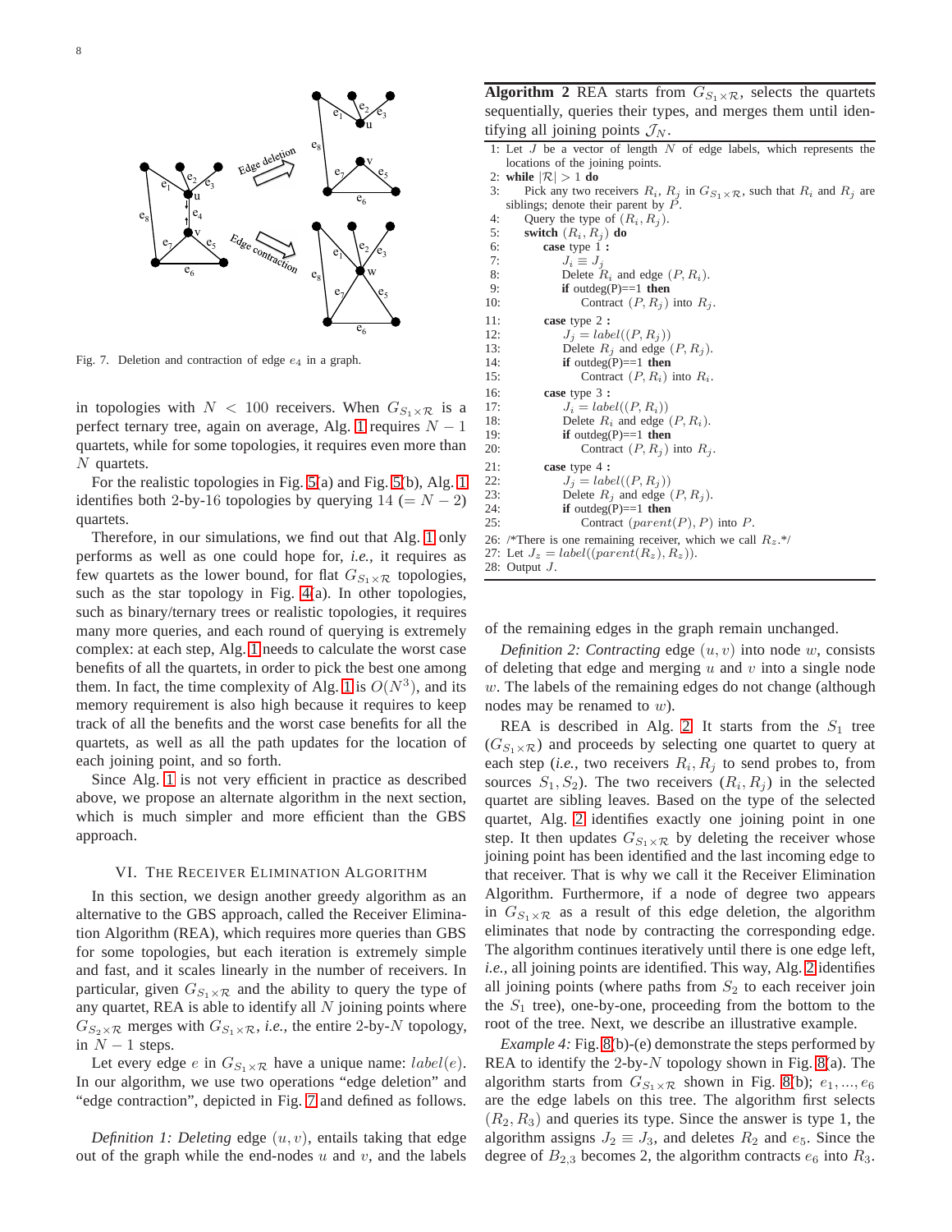Fig. 7. Deletion and contraction of edge $e_4$ in a graph.

in topologies with $N < 100$ receivers. When $G_{S_1 \times \mathcal{R}}$ is a perfect ternary tree, again on average, Alg. 1 requires $N-1$ quartets, while for some topologies, it requires even more than $N$ quartets.

For the realistic topologies in Fig. 5(a) and Fig. 5(b), Alg. 1 identifies both 2-by-16 topologies by querying 14 ($= N-2$) quartets.

Therefore, in our simulations, we find out that Alg. 1 only performs as well as one could hope for, *i.e.,* it requires as few quartets as the lower bound, for flat $G_{S_1 \times \mathcal{R}}$ topologies, such as the star topology in Fig. 4(a). In other topologies, such as binary/ternary trees or realistic topologies, it requires many more queries, and each round of querying is extremely complex: at each step, Alg. 1 needs to calculate the worst case benefits of all the quartets, in order to pick the best one among them. In fact, the time complexity of Alg. 1 is $O(N^3)$, and its memory requirement is also high because it requires to keep track of all the benefits and the worst case benefits for all the quartets, as well as all the path updates for the location of each joining point, and so forth.

Since Alg. 1 is not very efficient in practice as described above, we propose an alternate algorithm in the next section, which is much simpler and more efficient than the GBS approach.

## VI. The Receiver Elimination Algorithm

In this section, we design another greedy algorithm as an alternative to the GBS approach, called the Receiver Elimination Algorithm (REA), which requires more queries than GBS for some topologies, but each iteration is extremely simple and fast, and it scales linearly in the number of receivers. In particular, given $G_{S_1 \times \mathcal{R}}$ and the ability to query the type of any quartet, REA is able to identify all $N$ joining points where $G_{S_2 \times \mathcal{R}}$ merges with $G_{S_1 \times \mathcal{R}}$, *i.e.,* the entire 2-by-$N$ topology, in $N-1$ steps.

Let every edge $e$ in $G_{S_1 \times \mathcal{R}}$ have a unique name: $label(e)$. In our algorithm, we use two operations "edge deletion" and "edge contraction", depicted in Fig. 7 and defined as follows.

*Definition 1: Deleting* edge $(u, v)$, entails taking that edge out of the graph while the end-nodes $u$ and $v$, and the labels of the remaining edges in the graph remain unchanged.

*Definition 2: Contracting* edge $(u, v)$ into node $w$, consists of deleting that edge and merging $u$ and $v$ into a single node $w$. The labels of the remaining edges do not change (although nodes may be renamed to $w$).

**Algorithm 2** REA starts from $G_{S_1 \times \mathcal{R}}$, selects the quartets sequentially, queries their types, and merges them until identifying all joining points $\mathcal{J}_N$.

```
1: Let J be a vector of length N of edge labels, which represents the
   locations of the joining points.
2: while |R| > 1 do
3:    Pick any two receivers R_i, R_j in G_{S1×R}, such that R_i and R_j are
      siblings; denote their parent by P.
4:    Query the type of (R_i, R_j).
5:    switch (R_i, R_j) do
6:       case type 1 :
7:          J_i ≡ J_j
8:          Delete R_i and edge (P, R_i).
9:          if outdeg(P)==1 then
10:            Contract (P, R_j) into R_j.
11:      case type 2 :
12:         J_j = label((P, R_j))
13:         Delete R_j and edge (P, R_j).
14:         if outdeg(P)==1 then
15:            Contract (P, R_i) into R_i.
16:      case type 3 :
17:         J_i = label((P, R_i))
18:         Delete R_i and edge (P, R_i).
19:         if outdeg(P)==1 then
20:            Contract (P, R_j) into R_j.
21:      case type 4 :
22:         J_j = label((P, R_j))
23:         Delete R_j and edge (P, R_j).
24:         if outdeg(P)==1 then
25:            Contract (parent(P), P) into P.
26: /*There is one remaining receiver, which we call R_z.*/
27: Let J_z = label((parent(R_z), R_z)).
28: Output J.
```

REA is described in Alg. 2. It starts from the $S_1$ tree ($G_{S_1 \times \mathcal{R}}$) and proceeds by selecting one quartet to query at each step (*i.e.,* two receivers $R_i, R_j$ to send probes to, from sources $S_1, S_2$). The two receivers $(R_i, R_j)$ in the selected quartet are sibling leaves. Based on the type of the selected quartet, Alg. 2 identifies exactly one joining point in one step. It then updates $G_{S_1 \times \mathcal{R}}$ by deleting the receiver whose joining point has been identified and the last incoming edge to that receiver. That is why we call it the Receiver Elimination Algorithm. Furthermore, if a node of degree two appears in $G_{S_1 \times \mathcal{R}}$ as a result of this edge deletion, the algorithm eliminates that node by contracting the corresponding edge. The algorithm continues iteratively until there is one edge left, *i.e.,* all joining points are identified. This way, Alg. 2 identifies all joining points (where paths from $S_2$ to each receiver join the $S_1$ tree), one-by-one, proceeding from the bottom to the root of the tree. Next, we describe an illustrative example.

*Example 4:* Fig. 8(b)-(e) demonstrate the steps performed by REA to identify the 2-by-$N$ topology shown in Fig. 8(a). The algorithm starts from $G_{S_1 \times \mathcal{R}}$ shown in Fig. 8(b); $e_1, \ldots, e_6$ are the edge labels on this tree. The algorithm first selects $(R_2, R_3)$ and queries its type. Since the answer is type 1, the algorithm assigns $J_2 \equiv J_3$, and deletes $R_2$ and $e_5$. Since the degree of $B_{2,3}$ becomes 2, the algorithm contracts $e_6$ into $R_3$.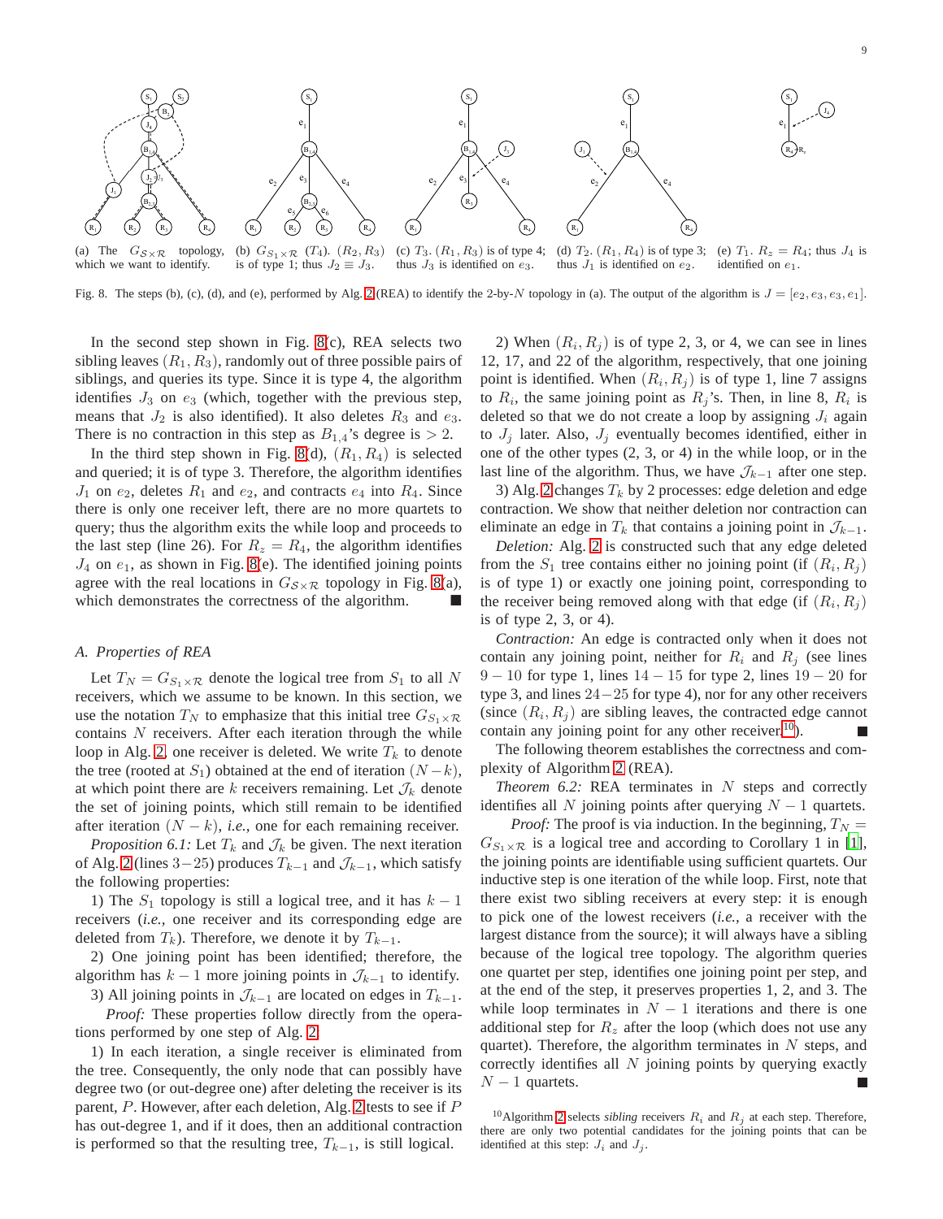(a) The $G_{\mathcal{S}\times\mathcal{R}}$ topology, which we want to identify. (b) $G_{S_1\times\mathcal{R}}$ ($T_4$). $(R_2, R_3)$ is of type 1; thus $J_2 \equiv J_3$. (c) $T_3$. $(R_1, R_3)$ is of type 4; thus $J_3$ is identified on $e_3$. (d) $T_2$. $(R_1, R_4)$ is of type 3; thus $J_1$ is identified on $e_2$. (e) $T_1$. $R_z = R_4$; thus $J_4$ is identified on $e_1$.

Fig. 8. The steps (b), (c), (d), and (e), performed by Alg. 2 (REA) to identify the 2-by-$N$ topology in (a). The output of the algorithm is $J = [e_2, e_3, e_3, e_1]$.

In the second step shown in Fig. 8(c), REA selects two sibling leaves $(R_1, R_3)$, randomly out of three possible pairs of siblings, and queries its type. Since it is type 4, the algorithm identifies $J_3$ on $e_3$ (which, together with the previous step, means that $J_2$ is also identified). It also deletes $R_3$ and $e_3$. There is no contraction in this step as $B_{1,4}$'s degree is $> 2$.

In the third step shown in Fig. 8(d), $(R_1, R_4)$ is selected and queried; it is of type 3. Therefore, the algorithm identifies $J_1$ on $e_2$, deletes $R_1$ and $e_2$, and contracts $e_4$ into $R_4$. Since there is only one receiver left, there are no more quartets to query; thus the algorithm exits the while loop and proceeds to the last step (line 26). For $R_z = R_4$, the algorithm identifies $J_4$ on $e_1$, as shown in Fig. 8(e). The identified joining points agree with the real locations in $G_{\mathcal{S}\times\mathcal{R}}$ topology in Fig. 8(a), which demonstrates the correctness of the algorithm. ∎

### A. Properties of REA

Let $T_N = G_{S_1\times\mathcal{R}}$ denote the logical tree from $S_1$ to all $N$ receivers, which we assume to be known. In this section, we use the notation $T_N$ to emphasize that this initial tree $G_{S_1\times\mathcal{R}}$ contains $N$ receivers. After each iteration through the while loop in Alg. 2, one receiver is deleted. We write $T_k$ to denote the tree (rooted at $S_1$) obtained at the end of iteration $(N-k)$, at which point there are $k$ receivers remaining. Let $\mathcal{J}_k$ denote the set of joining points, which still remain to be identified after iteration $(N-k)$, *i.e.,* one for each remaining receiver.

*Proposition 6.1:* Let $T_k$ and $\mathcal{J}_k$ be given. The next iteration of Alg. 2 (lines $3-25$) produces $T_{k-1}$ and $\mathcal{J}_{k-1}$, which satisfy the following properties:

1) The $S_1$ topology is still a logical tree, and it has $k-1$ receivers (*i.e.,* one receiver and its corresponding edge are deleted from $T_k$). Therefore, we denote it by $T_{k-1}$.

2) One joining point has been identified; therefore, the algorithm has $k-1$ more joining points in $\mathcal{J}_{k-1}$ to identify.

3) All joining points in $\mathcal{J}_{k-1}$ are located on edges in $T_{k-1}$.

*Proof:* These properties follow directly from the operations performed by one step of Alg. 2:

1) In each iteration, a single receiver is eliminated from the tree. Consequently, the only node that can possibly have degree two (or out-degree one) after deleting the receiver is its parent, $P$. However, after each deletion, Alg. 2 tests to see if $P$ has out-degree 1, and if it does, then an additional contraction is performed so that the resulting tree, $T_{k-1}$, is still logical.

2) When $(R_i, R_j)$ is of type 2, 3, or 4, we can see in lines 12, 17, and 22 of the algorithm, respectively, that one joining point is identified. When $(R_i, R_j)$ is of type 1, line 7 assigns to $R_i$, the same joining point as $R_j$'s. Then, in line 8, $R_i$ is deleted so that we do not create a loop by assigning $J_i$ again to $J_j$ later. Also, $J_j$ eventually becomes identified, either in one of the other types (2, 3, or 4) in the while loop, or in the last line of the algorithm. Thus, we have $\mathcal{J}_{k-1}$ after one step.

3) Alg. 2 changes $T_k$ by 2 processes: edge deletion and edge contraction. We show that neither deletion nor contraction can eliminate an edge in $T_k$ that contains a joining point in $\mathcal{J}_{k-1}$.

*Deletion:* Alg. 2 is constructed such that any edge deleted from the $S_1$ tree contains either no joining point (if $(R_i, R_j)$ is of type 1) or exactly one joining point, corresponding to the receiver being removed along with that edge (if $(R_i, R_j)$ is of type 2, 3, or 4).

*Contraction:* An edge is contracted only when it does not contain any joining point, neither for $R_i$ and $R_j$ (see lines $9-10$ for type 1, lines $14-15$ for type 2, lines $19-20$ for type 3, and lines $24-25$ for type 4), nor for any other receivers (since $(R_i, R_j)$ are sibling leaves, the contracted edge cannot contain any joining point for any other receiver[10]). ∎

The following theorem establishes the correctness and complexity of Algorithm 2 (REA).

*Theorem 6.2:* REA terminates in $N$ steps and correctly identifies all $N$ joining points after querying $N-1$ quartets.

*Proof:* The proof is via induction. In the beginning, $T_N = G_{S_1\times\mathcal{R}}$ is a logical tree and according to Corollary 1 in [1], the joining points are identifiable using sufficient quartets. Our inductive step is one iteration of the while loop. First, note that there exist two sibling receivers at every step: it is enough to pick one of the lowest receivers (*i.e.,* a receiver with the largest distance from the source); it will always have a sibling because of the logical tree topology. The algorithm queries one quartet per step, identifies one joining point per step, and at the end of the step, it preserves properties 1, 2, and 3. The while loop terminates in $N-1$ iterations and there is one additional step for $R_z$ after the loop (which does not use any quartet). Therefore, the algorithm terminates in $N$ steps, and correctly identifies all $N$ joining points by querying exactly $N-1$ quartets. ∎

[10] Algorithm 2 selects *sibling* receivers $R_i$ and $R_j$ at each step. Therefore, there are only two potential candidates for the joining points that can be identified at this step: $J_i$ and $J_j$.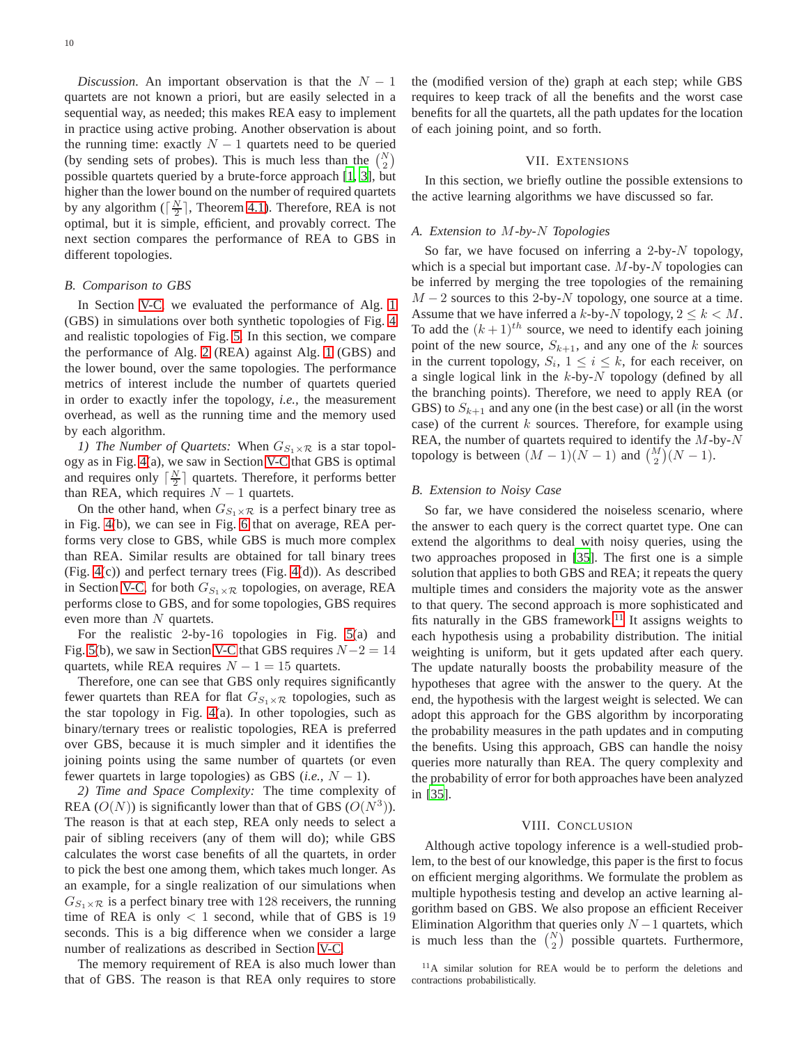*Discussion.* An important observation is that the $N-1$ quartets are not known a priori, but are easily selected in a sequential way, as needed; this makes REA easy to implement in practice using active probing. Another observation is about the running time: exactly $N-1$ quartets need to be queried (by sending sets of probes). This is much less than the $\binom{N}{2}$ possible quartets queried by a brute-force approach [1, 3], but higher than the lower bound on the number of required quartets by any algorithm ($\lceil \frac{N}{2} \rceil$, Theorem 4.1). Therefore, REA is not optimal, but it is simple, efficient, and provably correct. The next section compares the performance of REA to GBS in different topologies.

### B. Comparison to GBS

In Section V-C, we evaluated the performance of Alg. 1 (GBS) in simulations over both synthetic topologies of Fig. 4 and realistic topologies of Fig. 5. In this section, we compare the performance of Alg. 2 (REA) against Alg. 1 (GBS) and the lower bound, over the same topologies. The performance metrics of interest include the number of quartets queried in order to exactly infer the topology, *i.e.,* the measurement overhead, as well as the running time and the memory used by each algorithm.

*1) The Number of Quartets:* When $G_{S_1 \times \mathcal{R}}$ is a star topology as in Fig. 4(a), we saw in Section V-C that GBS is optimal and requires only $\lceil \frac{N}{2} \rceil$ quartets. Therefore, it performs better than REA, which requires $N-1$ quartets.

On the other hand, when $G_{S_1 \times \mathcal{R}}$ is a perfect binary tree as in Fig. 4(b), we can see in Fig. 6 that on average, REA performs very close to GBS, while GBS is much more complex than REA. Similar results are obtained for tall binary trees (Fig. 4(c)) and perfect ternary trees (Fig. 4(d)). As described in Section V-C, for both $G_{S_1 \times \mathcal{R}}$ topologies, on average, REA performs close to GBS, and for some topologies, GBS requires even more than $N$ quartets.

For the realistic 2-by-16 topologies in Fig. 5(a) and Fig. 5(b), we saw in Section V-C that GBS requires $N-2 = 14$ quartets, while REA requires $N-1 = 15$ quartets.

Therefore, one can see that GBS only requires significantly fewer quartets than REA for flat $G_{S_1 \times \mathcal{R}}$ topologies, such as the star topology in Fig. 4(a). In other topologies, such as binary/ternary trees or realistic topologies, REA is preferred over GBS, because it is much simpler and it identifies the joining points using the same number of quartets (or even fewer quartets in large topologies) as GBS (*i.e.,* $N-1$).

*2) Time and Space Complexity:* The time complexity of REA ($O(N)$) is significantly lower than that of GBS ($O(N^3)$). The reason is that at each step, REA only needs to select a pair of sibling receivers (any of them will do); while GBS calculates the worst case benefits of all the quartets, in order to pick the best one among them, which takes much longer. As an example, for a single realization of our simulations when $G_{S_1 \times \mathcal{R}}$ is a perfect binary tree with 128 receivers, the running time of REA is only $< 1$ second, while that of GBS is 19 seconds. This is a big difference when we consider a large number of realizations as described in Section V-C.

The memory requirement of REA is also much lower than that of GBS. The reason is that REA only requires to store the (modified version of the) graph at each step; while GBS requires to keep track of all the benefits and the worst case benefits for all the quartets, all the path updates for the location of each joining point, and so forth.

## VII. Extensions

In this section, we briefly outline the possible extensions to the active learning algorithms we have discussed so far.

### A. Extension to $M$-by-$N$ Topologies

So far, we have focused on inferring a 2-by-$N$ topology, which is a special but important case. $M$-by-$N$ topologies can be inferred by merging the tree topologies of the remaining $M-2$ sources to this 2-by-$N$ topology, one source at a time. Assume that we have inferred a $k$-by-$N$ topology, $2 \leq k < M$. To add the $(k+1)^{th}$ source, we need to identify each joining point of the new source, $S_{k+1}$, and any one of the $k$ sources in the current topology, $S_i$, $1 \leq i \leq k$, for each receiver, on a single logical link in the $k$-by-$N$ topology (defined by all the branching points). Therefore, we need to apply REA (or GBS) to $S_{k+1}$ and any one (in the best case) or all (in the worst case) of the current $k$ sources. Therefore, for example using REA, the number of quartets required to identify the $M$-by-$N$ topology is between $(M-1)(N-1)$ and $\binom{M}{2}(N-1)$.

### B. Extension to Noisy Case

So far, we have considered the noiseless scenario, where the answer to each query is the correct quartet type. One can extend the algorithms to deal with noisy queries, using the two approaches proposed in [35]. The first one is a simple solution that applies to both GBS and REA; it repeats the query multiple times and considers the majority vote as the answer to that query. The second approach is more sophisticated and fits naturally in the GBS framework.[11] It assigns weights to each hypothesis using a probability distribution. The initial weighting is uniform, but it gets updated after each query. The update naturally boosts the probability measure of the hypotheses that agree with the answer to the query. At the end, the hypothesis with the largest weight is selected. We can adopt this approach for the GBS algorithm by incorporating the probability measures in the path updates and in computing the benefits. Using this approach, GBS can handle the noisy queries more naturally than REA. The query complexity and the probability of error for both approaches have been analyzed in [35].

## VIII. Conclusion

Although active topology inference is a well-studied problem, to the best of our knowledge, this paper is the first to focus on efficient merging algorithms. We formulate the problem as multiple hypothesis testing and develop an active learning algorithm based on GBS. We also propose an efficient Receiver Elimination Algorithm that queries only $N-1$ quartets, which is much less than the $\binom{N}{2}$ possible quartets. Furthermore,

[11] A similar solution for REA would be to perform the deletions and contractions probabilistically.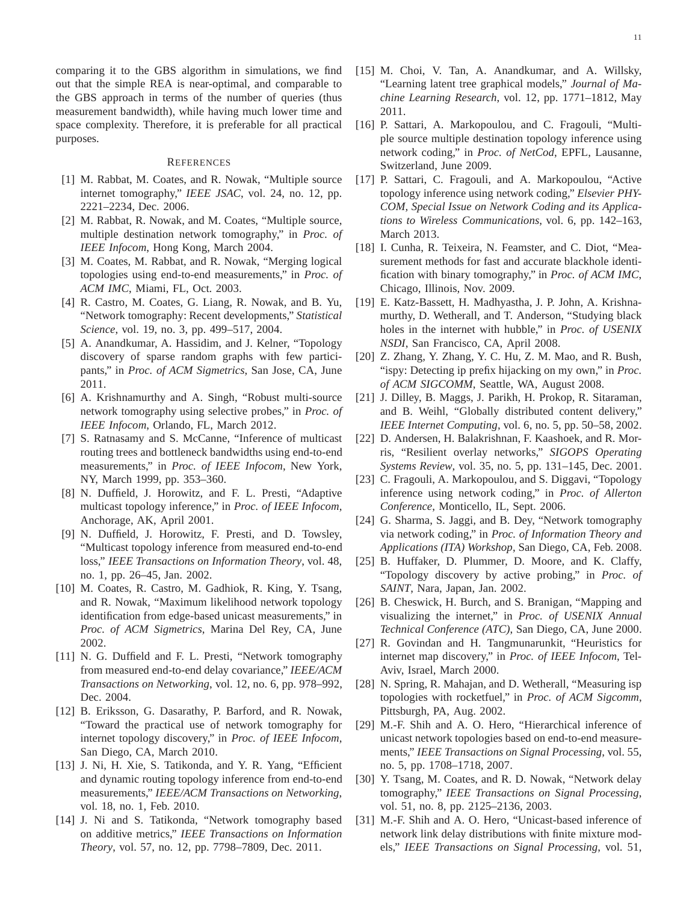comparing it to the GBS algorithm in simulations, we find out that the simple REA is near-optimal, and comparable to the GBS approach in terms of the number of queries (thus measurement bandwidth), while having much lower time and space complexity. Therefore, it is preferable for all practical purposes.

## References

[1] M. Rabbat, M. Coates, and R. Nowak, "Multiple source internet tomography," *IEEE JSAC*, vol. 24, no. 12, pp. 2221–2234, Dec. 2006.

[2] M. Rabbat, R. Nowak, and M. Coates, "Multiple source, multiple destination network tomography," in *Proc. of IEEE Infocom*, Hong Kong, March 2004.

[3] M. Coates, M. Rabbat, and R. Nowak, "Merging logical topologies using end-to-end measurements," in *Proc. of ACM IMC*, Miami, FL, Oct. 2003.

[4] R. Castro, M. Coates, G. Liang, R. Nowak, and B. Yu, "Network tomography: Recent developments," *Statistical Science*, vol. 19, no. 3, pp. 499–517, 2004.

[5] A. Anandkumar, A. Hassidim, and J. Kelner, "Topology discovery of sparse random graphs with few participants," in *Proc. of ACM Sigmetrics*, San Jose, CA, June 2011.

[6] A. Krishnamurthy and A. Singh, "Robust multi-source network tomography using selective probes," in *Proc. of IEEE Infocom*, Orlando, FL, March 2012.

[7] S. Ratnasamy and S. McCanne, "Inference of multicast routing trees and bottleneck bandwidths using end-to-end measurements," in *Proc. of IEEE Infocom*, New York, NY, March 1999, pp. 353–360.

[8] N. Duffield, J. Horowitz, and F. L. Presti, "Adaptive multicast topology inference," in *Proc. of IEEE Infocom*, Anchorage, AK, April 2001.

[9] N. Duffield, J. Horowitz, F. Presti, and D. Towsley, "Multicast topology inference from measured end-to-end loss," *IEEE Transactions on Information Theory*, vol. 48, no. 1, pp. 26–45, Jan. 2002.

[10] M. Coates, R. Castro, M. Gadhiok, R. King, Y. Tsang, and R. Nowak, "Maximum likelihood network topology identification from edge-based unicast measurements," in *Proc. of ACM Sigmetrics*, Marina Del Rey, CA, June 2002.

[11] N. G. Duffield and F. L. Presti, "Network tomography from measured end-to-end delay covariance," *IEEE/ACM Transactions on Networking*, vol. 12, no. 6, pp. 978–992, Dec. 2004.

[12] B. Eriksson, G. Dasarathy, P. Barford, and R. Nowak, "Toward the practical use of network tomography for internet topology discovery," in *Proc. of IEEE Infocom*, San Diego, CA, March 2010.

[13] J. Ni, H. Xie, S. Tatikonda, and Y. R. Yang, "Efficient and dynamic routing topology inference from end-to-end measurements," *IEEE/ACM Transactions on Networking*, vol. 18, no. 1, Feb. 2010.

[14] J. Ni and S. Tatikonda, "Network tomography based on additive metrics," *IEEE Transactions on Information Theory*, vol. 57, no. 12, pp. 7798–7809, Dec. 2011.

[15] M. Choi, V. Tan, A. Anandkumar, and A. Willsky, "Learning latent tree graphical models," *Journal of Machine Learning Research*, vol. 12, pp. 1771–1812, May 2011.

[16] P. Sattari, A. Markopoulou, and C. Fragouli, "Multiple source multiple destination topology inference using network coding," in *Proc. of NetCod*, EPFL, Lausanne, Switzerland, June 2009.

[17] P. Sattari, C. Fragouli, and A. Markopoulou, "Active topology inference using network coding," *Elsevier PHYCOM, Special Issue on Network Coding and its Applications to Wireless Communications*, vol. 6, pp. 142–163, March 2013.

[18] I. Cunha, R. Teixeira, N. Feamster, and C. Diot, "Measurement methods for fast and accurate blackhole identification with binary tomography," in *Proc. of ACM IMC*, Chicago, Illinois, Nov. 2009.

[19] E. Katz-Bassett, H. Madhyastha, J. P. John, A. Krishnamurthy, D. Wetherall, and T. Anderson, "Studying black holes in the internet with hubble," in *Proc. of USENIX NSDI*, San Francisco, CA, April 2008.

[20] Z. Zhang, Y. Zhang, Y. C. Hu, Z. M. Mao, and R. Bush, "ispy: Detecting ip prefix hijacking on my own," in *Proc. of ACM SIGCOMM*, Seattle, WA, August 2008.

[21] J. Dilley, B. Maggs, J. Parikh, H. Prokop, R. Sitaraman, and B. Weihl, "Globally distributed content delivery," *IEEE Internet Computing*, vol. 6, no. 5, pp. 50–58, 2002.

[22] D. Andersen, H. Balakrishnan, F. Kaashoek, and R. Morris, "Resilient overlay networks," *SIGOPS Operating Systems Review*, vol. 35, no. 5, pp. 131–145, Dec. 2001.

[23] C. Fragouli, A. Markopoulou, and S. Diggavi, "Topology inference using network coding," in *Proc. of Allerton Conference*, Monticello, IL, Sept. 2006.

[24] G. Sharma, S. Jaggi, and B. Dey, "Network tomography via network coding," in *Proc. of Information Theory and Applications (ITA) Workshop*, San Diego, CA, Feb. 2008.

[25] B. Huffaker, D. Plummer, D. Moore, and K. Claffy, "Topology discovery by active probing," in *Proc. of SAINT*, Nara, Japan, Jan. 2002.

[26] B. Cheswick, H. Burch, and S. Branigan, "Mapping and visualizing the internet," in *Proc. of USENIX Annual Technical Conference (ATC)*, San Diego, CA, June 2000.

[27] R. Govindan and H. Tangmunarunkit, "Heuristics for internet map discovery," in *Proc. of IEEE Infocom*, Tel-Aviv, Israel, March 2000.

[28] N. Spring, R. Mahajan, and D. Wetherall, "Measuring isp topologies with rocketfuel," in *Proc. of ACM Sigcomm*, Pittsburgh, PA, Aug. 2002.

[29] M.-F. Shih and A. O. Hero, "Hierarchical inference of unicast network topologies based on end-to-end measurements," *IEEE Transactions on Signal Processing*, vol. 55, no. 5, pp. 1708–1718, 2007.

[30] Y. Tsang, M. Coates, and R. D. Nowak, "Network delay tomography," *IEEE Transactions on Signal Processing*, vol. 51, no. 8, pp. 2125–2136, 2003.

[31] M.-F. Shih and A. O. Hero, "Unicast-based inference of network link delay distributions with finite mixture models," *IEEE Transactions on Signal Processing*, vol. 51,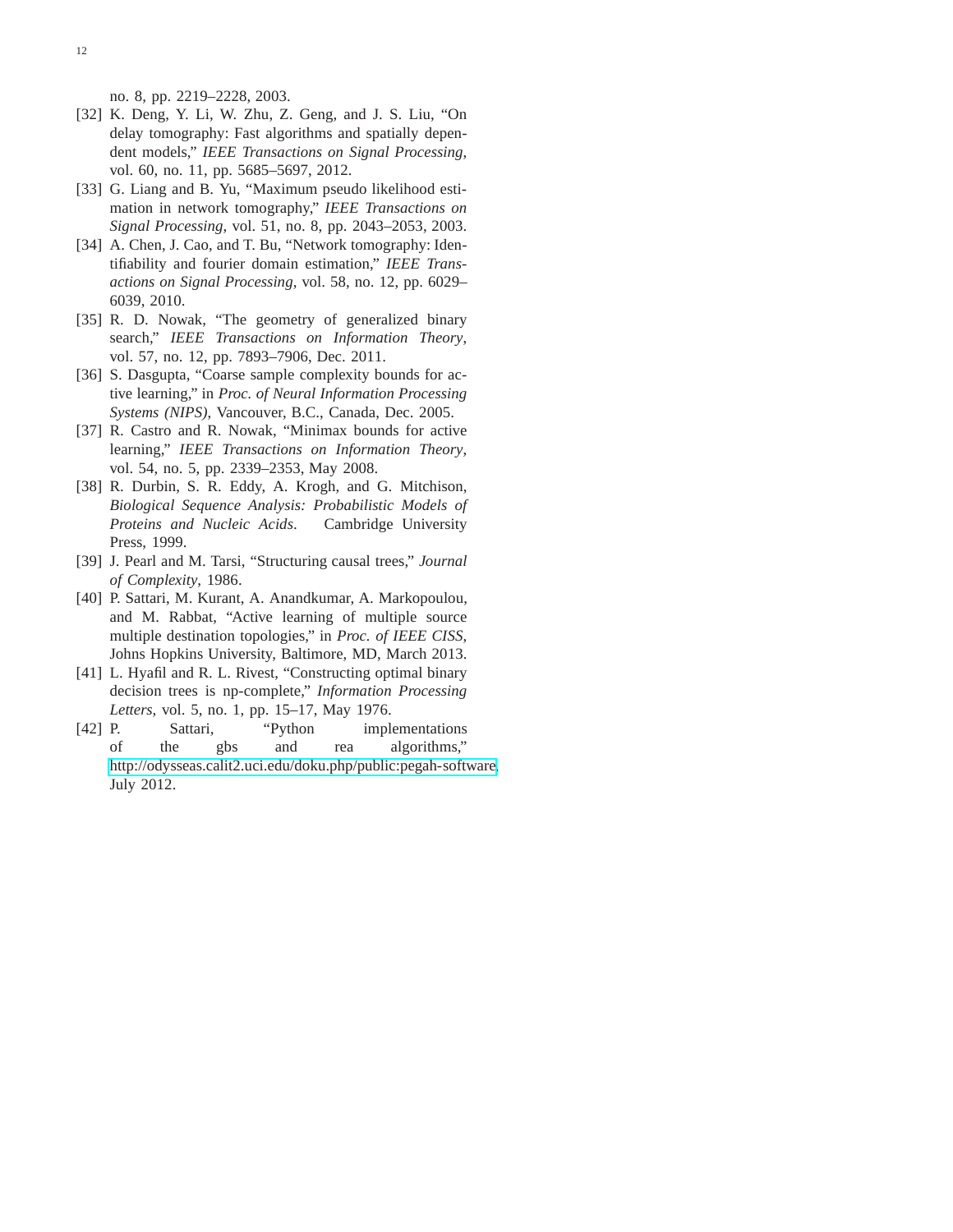no. 8, pp. 2219–2228, 2003.

[32] K. Deng, Y. Li, W. Zhu, Z. Geng, and J. S. Liu, "On delay tomography: Fast algorithms and spatially dependent models," *IEEE Transactions on Signal Processing*, vol. 60, no. 11, pp. 5685–5697, 2012.

[33] G. Liang and B. Yu, "Maximum pseudo likelihood estimation in network tomography," *IEEE Transactions on Signal Processing*, vol. 51, no. 8, pp. 2043–2053, 2003.

[34] A. Chen, J. Cao, and T. Bu, "Network tomography: Identifiability and fourier domain estimation," *IEEE Transactions on Signal Processing*, vol. 58, no. 12, pp. 6029–6039, 2010.

[35] R. D. Nowak, "The geometry of generalized binary search," *IEEE Transactions on Information Theory*, vol. 57, no. 12, pp. 7893–7906, Dec. 2011.

[36] S. Dasgupta, "Coarse sample complexity bounds for active learning," in *Proc. of Neural Information Processing Systems (NIPS)*, Vancouver, B.C., Canada, Dec. 2005.

[37] R. Castro and R. Nowak, "Minimax bounds for active learning," *IEEE Transactions on Information Theory*, vol. 54, no. 5, pp. 2339–2353, May 2008.

[38] R. Durbin, S. R. Eddy, A. Krogh, and G. Mitchison, *Biological Sequence Analysis: Probabilistic Models of Proteins and Nucleic Acids*. Cambridge University Press, 1999.

[39] J. Pearl and M. Tarsi, "Structuring causal trees," *Journal of Complexity*, 1986.

[40] P. Sattari, M. Kurant, A. Anandkumar, A. Markopoulou, and M. Rabbat, "Active learning of multiple source multiple destination topologies," in *Proc. of IEEE CISS*, Johns Hopkins University, Baltimore, MD, March 2013.

[41] L. Hyafil and R. L. Rivest, "Constructing optimal binary decision trees is np-complete," *Information Processing Letters*, vol. 5, no. 1, pp. 15–17, May 1976.

[42] P. Sattari, "Python implementations of the gbs and rea algorithms," http://odysseas.calit2.uci.edu/doku.php/public:pegah-software, July 2012.